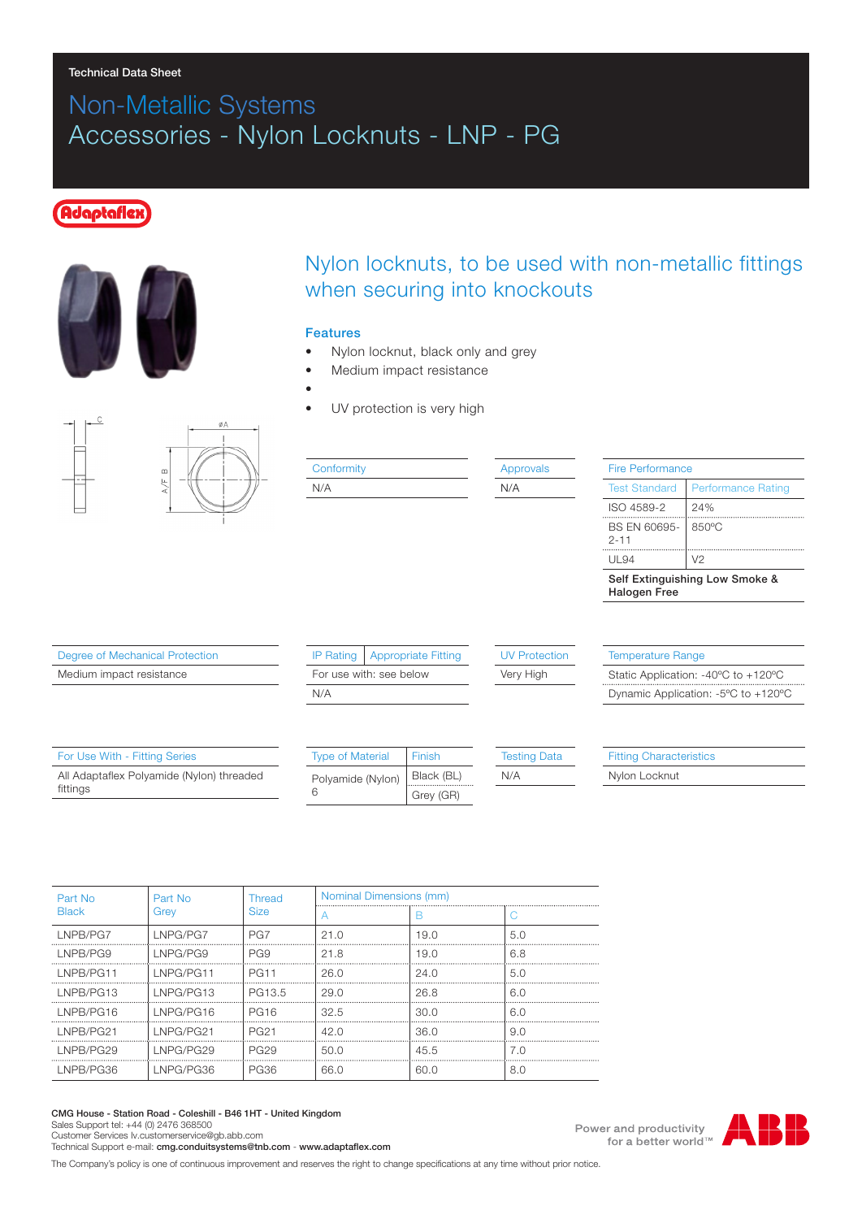Technical Data Sheet

# Non-Metallic Systems
# Accessories - Nylon Locknuts - LNP - PG

Adaptaflex

## Nylon locknuts, to be used with non-metallic fittings when securing into knockouts

### Features

- Nylon locknut, black only and grey
- Medium impact resistance
- 
- UV protection is very high

| Conformity |
|---|
| N/A |

| Approvals |
|---|
| N/A |

| Fire Performance | |
|---|---|
| Test Standard | Performance Rating |
| ISO 4589-2 | 24% |
| BS EN 60695-2-11 | 850ºC |
| UL94 | V2 |
| **Self Extinguishing Low Smoke & Halogen Free** | |

| Degree of Mechanical Protection |
|---|
| Medium impact resistance |

| IP Rating | Appropriate Fitting |
|---|---|
| For use with: see below | |
| N/A | |

| UV Protection |
|---|
| Very High |

| Temperature Range |
|---|
| Static Application: -40ºC to +120ºC |
| Dynamic Application: -5ºC to +120ºC |

| For Use With - Fitting Series |
|---|
| All Adaptaflex Polyamide (Nylon) threaded fittings |

| Type of Material | Finish |
|---|---|
| Polyamide (Nylon) 6 | Black (BL) |
| | Grey (GR) |

| Testing Data |
|---|
| N/A |

| Fitting Characteristics |
|---|
| Nylon Locknut |

| Part No Black | Part No Grey | Thread Size | Nominal Dimensions (mm) | | |
|---|---|---|---|---|---|
| | | | A | B | C |
| LNPB/PG7 | LNPG/PG7 | PG7 | 21.0 | 19.0 | 5.0 |
| LNPB/PG9 | LNPG/PG9 | PG9 | 21.8 | 19.0 | 6.8 |
| LNPB/PG11 | LNPG/PG11 | PG11 | 26.0 | 24.0 | 5.0 |
| LNPB/PG13 | LNPG/PG13 | PG13.5 | 29.0 | 26.8 | 6.0 |
| LNPB/PG16 | LNPG/PG16 | PG16 | 32.5 | 30.0 | 6.0 |
| LNPB/PG21 | LNPG/PG21 | PG21 | 42.0 | 36.0 | 9.0 |
| LNPB/PG29 | LNPG/PG29 | PG29 | 50.0 | 45.5 | 7.0 |
| LNPB/PG36 | LNPG/PG36 | PG36 | 66.0 | 60.0 | 8.0 |

**CMG House - Station Road - Coleshill - B46 1HT - United Kingdom**
Sales Support tel: +44 (0) 2476 368500
Customer Services lv.customerservice@gb.abb.com
Technical Support e-mail: **cmg.conduitsystems@tnb.com** - **www.adaptaflex.com**

Power and productivity for a better world™

ABB

The Company's policy is one of continuous improvement and reserves the right to change specifications at any time without prior notice.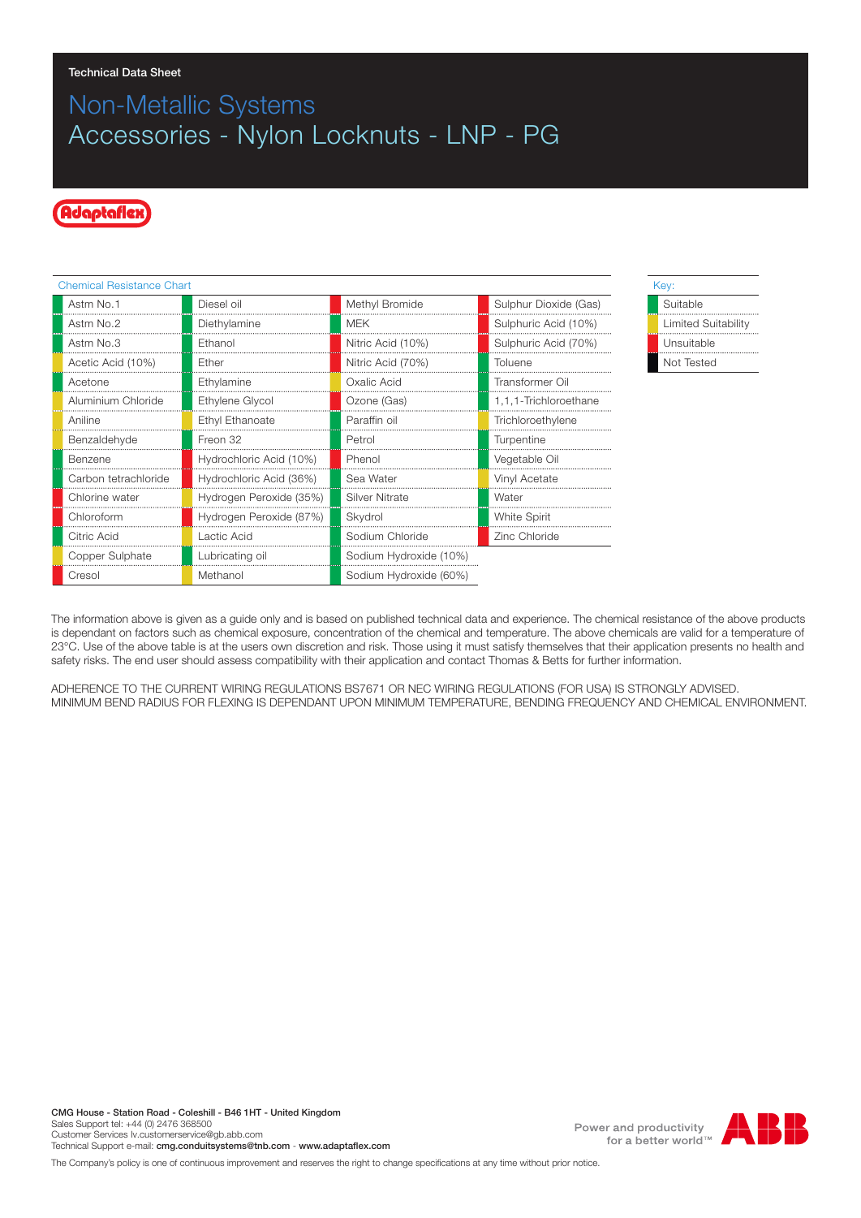Technical Data Sheet

# Non-Metallic Systems
## Accessories - Nylon Locknuts - LNP - PG

Adaptaflex

### Chemical Resistance Chart

Ratings are shown by colour markers on the page and are given here as text.

| Chemical | Rating | Chemical | Rating | Chemical | Rating | Chemical | Rating |
|---|---|---|---|---|---|---|---|
| Astm No.1 | Suitable | Diesel oil | Suitable | Methyl Bromide | Unsuitable | Sulphur Dioxide (Gas) | Unsuitable |
| Astm No.2 | Suitable | Diethylamine | Suitable | MEK | Suitable | Sulphuric Acid (10%) | Unsuitable |
| Astm No.3 | Suitable | Ethanol | Suitable | Nitric Acid (10%) | Unsuitable | Sulphuric Acid (70%) | Unsuitable |
| Acetic Acid (10%) | Limited Suitability | Ether | Suitable | Nitric Acid (70%) | Unsuitable | Toluene | Suitable |
| Acetone | Suitable | Ethylamine | Suitable | Oxalic Acid | Limited Suitability | Transformer Oil | Suitable |
| Aluminium Chloride | Limited Suitability | Ethylene Glycol | Suitable | Ozone (Gas) | Unsuitable | 1,1,1-Trichloroethane | Suitable |
| Aniline | Limited Suitability | Ethyl Ethanoate | Suitable | Paraffin oil | Suitable | Trichloroethylene | Suitable |
| Benzaldehyde | Limited Suitability | Freon 32 | Suitable | Petrol | Suitable | Turpentine | Suitable |
| Benzene | Suitable | Hydrochloric Acid (10%) | Unsuitable | Phenol | Unsuitable | Vegetable Oil | Suitable |
| Carbon tetrachloride | Suitable | Hydrochloric Acid (36%) | Unsuitable | Sea Water | Suitable | Vinyl Acetate | Limited Suitability |
| Chlorine water | Unsuitable | Hydrogen Peroxide (35%) | Limited Suitability | Silver Nitrate | Suitable | Water | Suitable |
| Chloroform | Unsuitable | Hydrogen Peroxide (87%) | Unsuitable | Skydrol | Suitable | White Spirit | Suitable |
| Citric Acid | Suitable | Lactic Acid | Limited Suitability | Sodium Chloride | Suitable | Zinc Chloride | Unsuitable |
| Copper Sulphate | Limited Suitability | Lubricating oil | Suitable | Sodium Hydroxide (10%) | Suitable | | |
| Cresol | Unsuitable | Methanol | Limited Suitability | Sodium Hydroxide (60%) | Suitable | | |

**Key:**

- Suitable (green)
- Limited Suitability (yellow)
- Unsuitable (red)
- Not Tested (black)

The information above is given as a guide only and is based on published technical data and experience. The chemical resistance of the above products is dependant on factors such as chemical exposure, concentration of the chemical and temperature. The above chemicals are valid for a temperature of 23°C. Use of the above table is at the users own discretion and risk. Those using it must satisfy themselves that their application presents no health and safety risks. The end user should assess compatibility with their application and contact Thomas & Betts for further information.

ADHERENCE TO THE CURRENT WIRING REGULATIONS BS7671 OR NEC WIRING REGULATIONS (FOR USA) IS STRONGLY ADVISED.
MINIMUM BEND RADIUS FOR FLEXING IS DEPENDANT UPON MINIMUM TEMPERATURE, BENDING FREQUENCY AND CHEMICAL ENVIRONMENT.

**CMG House - Station Road - Coleshill - B46 1HT - United Kingdom**
Sales Support tel: +44 (0) 2476 368500
Customer Services lv.customerservice@gb.abb.com
Technical Support e-mail: **cmg.conduitsystems@tnb.com** - **www.adaptaflex.com**

Power and productivity for a better world™

ABB

The Company's policy is one of continuous improvement and reserves the right to change specifications at any time without prior notice.